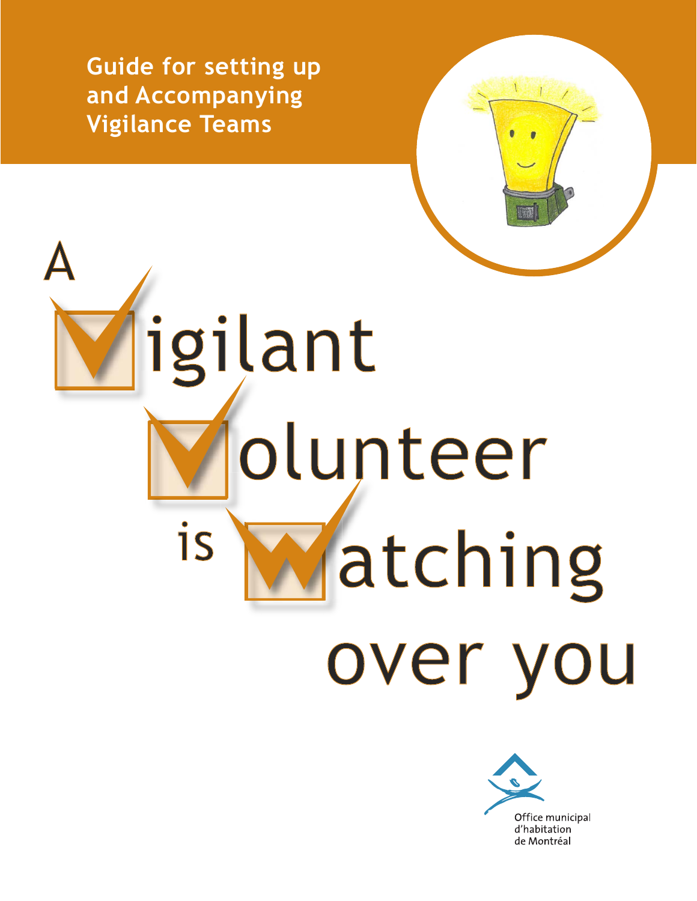Guide for setting up and Accompanying Vigilance Teams

# A Vigilant Volunteer is Watching over you

Office municipal d'habitation de Montréal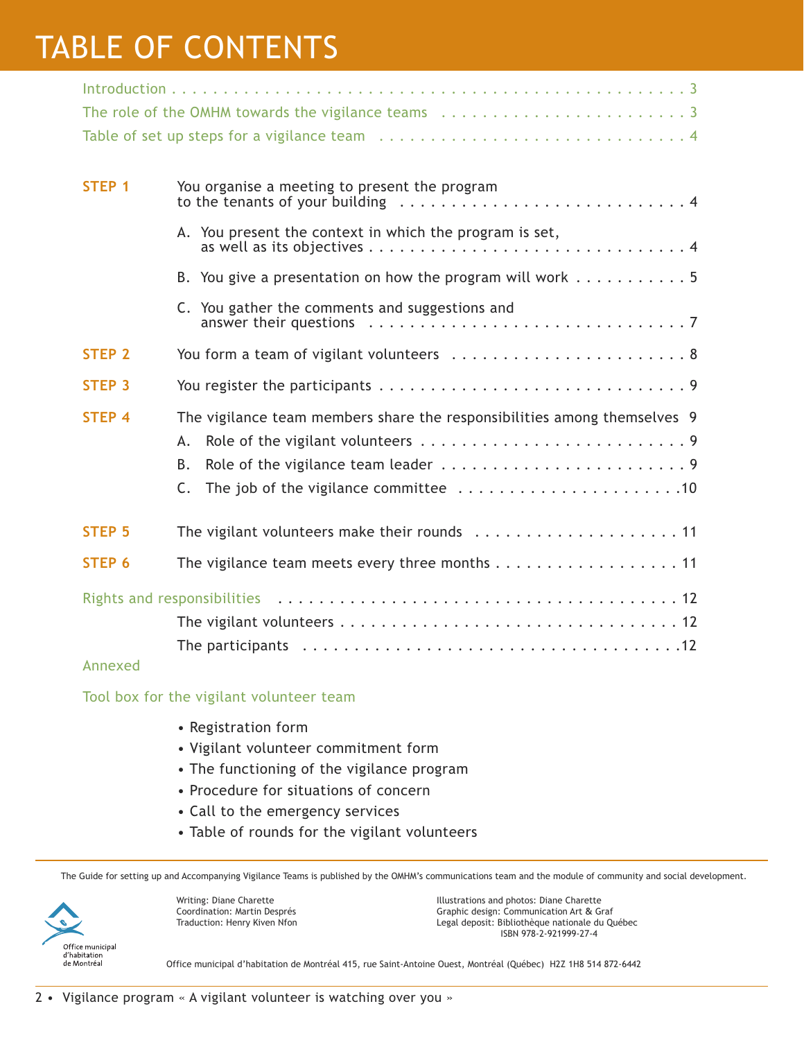# TABLE OF CONTENTS

Introduction . . . . . . . . . . . . . . . . . . . . . . . . . . . . . . . . . . . . . . . . . . . . . . . . 3

The role of the OMHM towards the vigilance teams . . . . . . . . . . . . . . . . . . . . . . 3

Table of set up steps for a vigilance team . . . . . . . . . . . . . . . . . . . . . . . . . . . . . 4

**STEP 1** You organise a meeting to present the program to the tenants of your building . . . . . . . . . . . . . . . . . . . . . . . . . . . 4

- A. You present the context in which the program is set, as well as its objectives . . . . . . . . . . . . . . . . . . . . . . . . . . . . . . 4
- B. You give a presentation on how the program will work . . . . . . . . . . . 5
- C. You gather the comments and suggestions and answer their questions . . . . . . . . . . . . . . . . . . . . . . . . . . . . . . . 7

**STEP 2** You form a team of vigilant volunteers . . . . . . . . . . . . . . . . . . . . . . . 8

**STEP 3** You register the participants . . . . . . . . . . . . . . . . . . . . . . . . . . . . . . 9

**STEP 4** The vigilance team members share the responsibilities among themselves 9

- A. Role of the vigilant volunteers . . . . . . . . . . . . . . . . . . . . . . . . . . 9
- B. Role of the vigilance team leader . . . . . . . . . . . . . . . . . . . . . . . . 9
- C. The job of the vigilance committee . . . . . . . . . . . . . . . . . . . . . 10

**STEP 5** The vigilant volunteers make their rounds . . . . . . . . . . . . . . . . . . . . 11

**STEP 6** The vigilance team meets every three months . . . . . . . . . . . . . . . . . . 11

Rights and responsibilities . . . . . . . . . . . . . . . . . . . . . . . . . . . . . . . . . . . . . . . . . 12

- The vigilant volunteers . . . . . . . . . . . . . . . . . . . . . . . . . . . . . . . . . . 12
- The participants . . . . . . . . . . . . . . . . . . . . . . . . . . . . . . . . . . . . . . . 12

Annexed

Tool box for the vigilant volunteer team

- Registration form
- Vigilant volunteer commitment form
- The functioning of the vigilance program
- Procedure for situations of concern
- Call to the emergency services
- Table of rounds for the vigilant volunteers

---

The Guide for setting up and Accompanying Vigilance Teams is published by the OMHM's communications team and the module of community and social development.

Writing: Diane Charette
Coordination: Martin Després
Traduction: Henry Kiven Nfon

Illustrations and photos: Diane Charette
Graphic design: Communication Art & Graf
Legal deposit: Bibliothèque nationale du Québec
ISBN 978-2-921999-27-4

Office municipal d'habitation de Montréal

Office municipal d'habitation de Montréal 415, rue Saint-Antoine Ouest, Montréal (Québec) H2Z 1H8 514 872-6442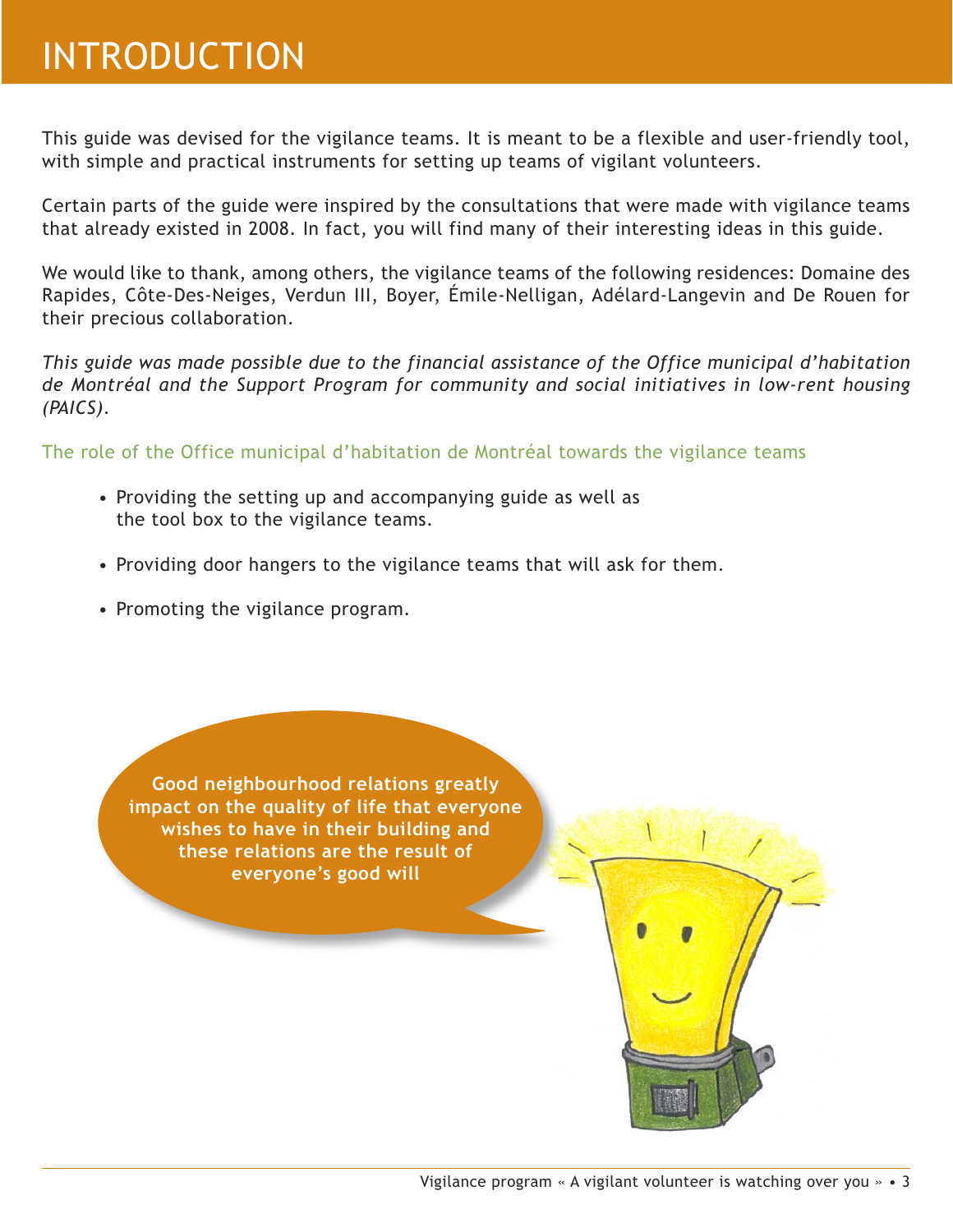# INTRODUCTION

This guide was devised for the vigilance teams. It is meant to be a flexible and user-friendly tool, with simple and practical instruments for setting up teams of vigilant volunteers.

Certain parts of the guide were inspired by the consultations that were made with vigilance teams that already existed in 2008. In fact, you will find many of their interesting ideas in this guide.

We would like to thank, among others, the vigilance teams of the following residences: Domaine des Rapides, Côte-Des-Neiges, Verdun III, Boyer, Émile-Nelligan, Adélard-Langevin and De Rouen for their precious collaboration.

*This guide was made possible due to the financial assistance of the Office municipal d'habitation de Montréal and the Support Program for community and social initiatives in low-rent housing (PAICS).*

## The role of the Office municipal d'habitation de Montréal towards the vigilance teams

- Providing the setting up and accompanying guide as well as the tool box to the vigilance teams.
- Providing door hangers to the vigilance teams that will ask for them.
- Promoting the vigilance program.

**Good neighbourhood relations greatly impact on the quality of life that everyone wishes to have in their building and these relations are the result of everyone's good will**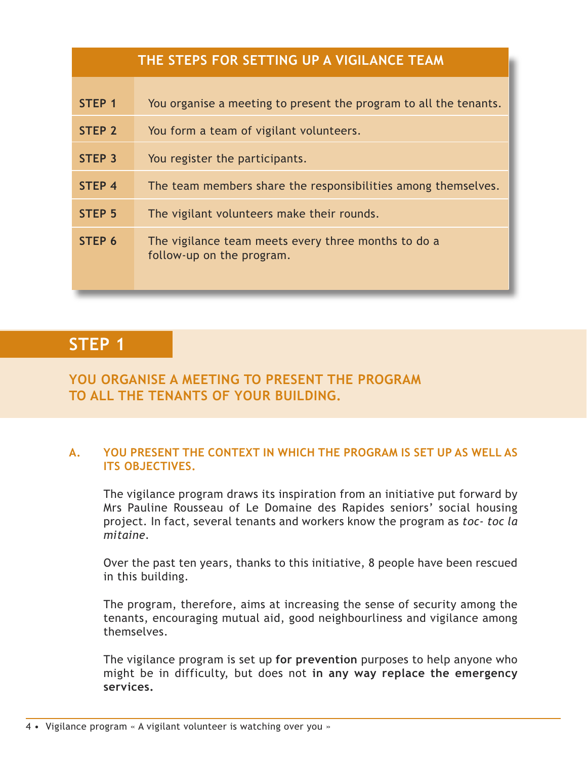| THE STEPS FOR SETTING UP A VIGILANCE TEAM | |
|---|---|
| **STEP 1** | You organise a meeting to present the program to all the tenants. |
| **STEP 2** | You form a team of vigilant volunteers. |
| **STEP 3** | You register the participants. |
| **STEP 4** | The team members share the responsibilities among themselves. |
| **STEP 5** | The vigilant volunteers make their rounds. |
| **STEP 6** | The vigilance team meets every three months to do a follow-up on the program. |

## STEP 1

### YOU ORGANISE A MEETING TO PRESENT THE PROGRAM TO ALL THE TENANTS OF YOUR BUILDING.

#### A. YOU PRESENT THE CONTEXT IN WHICH THE PROGRAM IS SET UP AS WELL AS ITS OBJECTIVES.

The vigilance program draws its inspiration from an initiative put forward by Mrs Pauline Rousseau of Le Domaine des Rapides seniors' social housing project. In fact, several tenants and workers know the program as *toc- toc la mitaine*.

Over the past ten years, thanks to this initiative, 8 people have been rescued in this building.

The program, therefore, aims at increasing the sense of security among the tenants, encouraging mutual aid, good neighbourliness and vigilance among themselves.

The vigilance program is set up **for prevention** purposes to help anyone who might be in difficulty, but does not **in any way replace the emergency services.**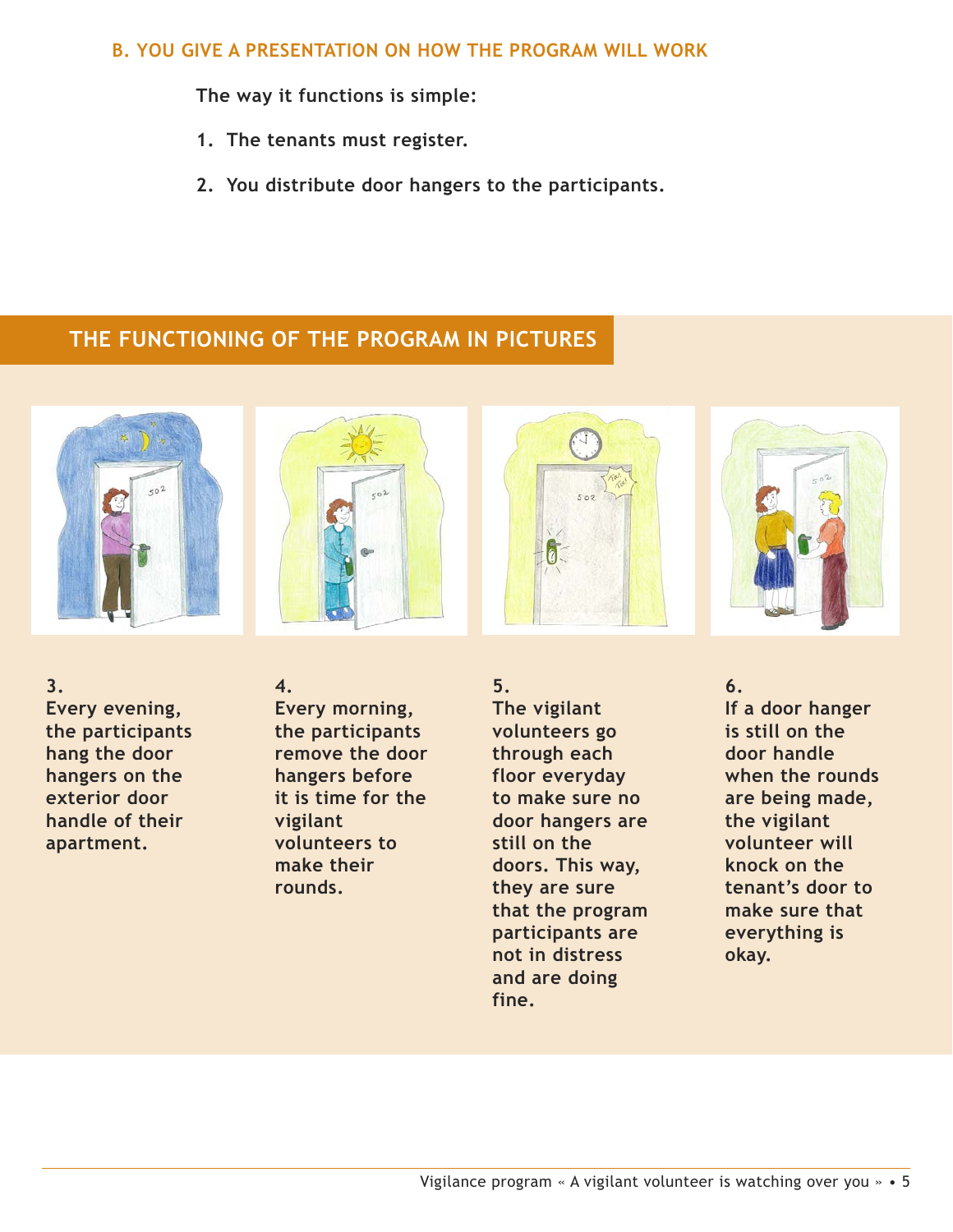### B. YOU GIVE A PRESENTATION ON HOW THE PROGRAM WILL WORK

The way it functions is simple:

1. The tenants must register.
2. You distribute door hangers to the participants.

## THE FUNCTIONING OF THE PROGRAM IN PICTURES

3. Every evening, the participants hang the door hangers on the exterior door handle of their apartment.

4. Every morning, the participants remove the door hangers before it is time for the vigilant volunteers to make their rounds.

5. The vigilant volunteers go through each floor everyday to make sure no door hangers are still on the doors. This way, they are sure that the program participants are not in distress and are doing fine.

6. If a door hanger is still on the door handle when the rounds are being made, the vigilant volunteer will knock on the tenant's door to make sure that everything is okay.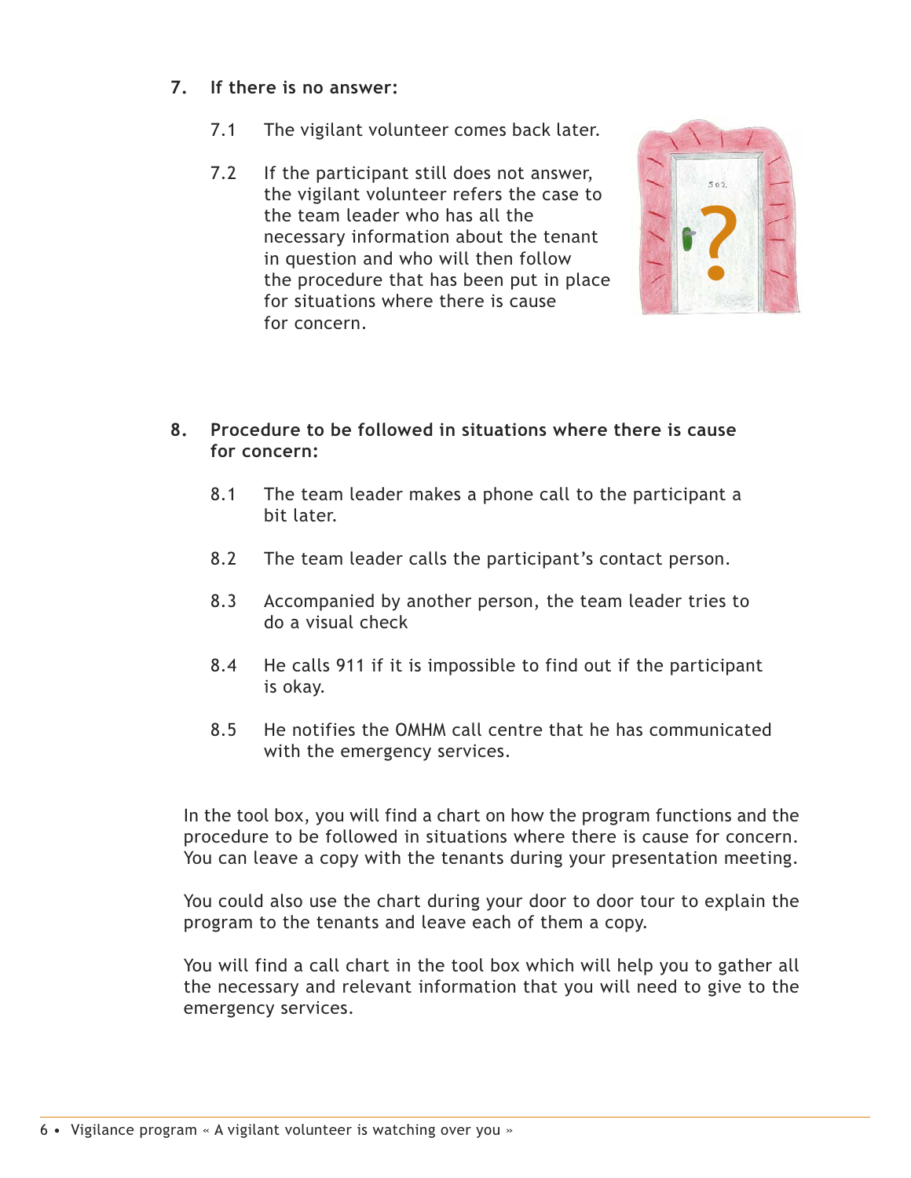7. **If there is no answer:**

    7.1 The vigilant volunteer comes back later.

    7.2 If the participant still does not answer, the vigilant volunteer refers the case to the team leader who has all the necessary information about the tenant in question and who will then follow the procedure that has been put in place for situations where there is cause for concern.

8. **Procedure to be followed in situations where there is cause for concern:**

    8.1 The team leader makes a phone call to the participant a bit later.

    8.2 The team leader calls the participant's contact person.

    8.3 Accompanied by another person, the team leader tries to do a visual check

    8.4 He calls 911 if it is impossible to find out if the participant is okay.

    8.5 He notifies the OMHM call centre that he has communicated with the emergency services.

In the tool box, you will find a chart on how the program functions and the procedure to be followed in situations where there is cause for concern. You can leave a copy with the tenants during your presentation meeting.

You could also use the chart during your door to door tour to explain the program to the tenants and leave each of them a copy.

You will find a call chart in the tool box which will help you to gather all the necessary and relevant information that you will need to give to the emergency services.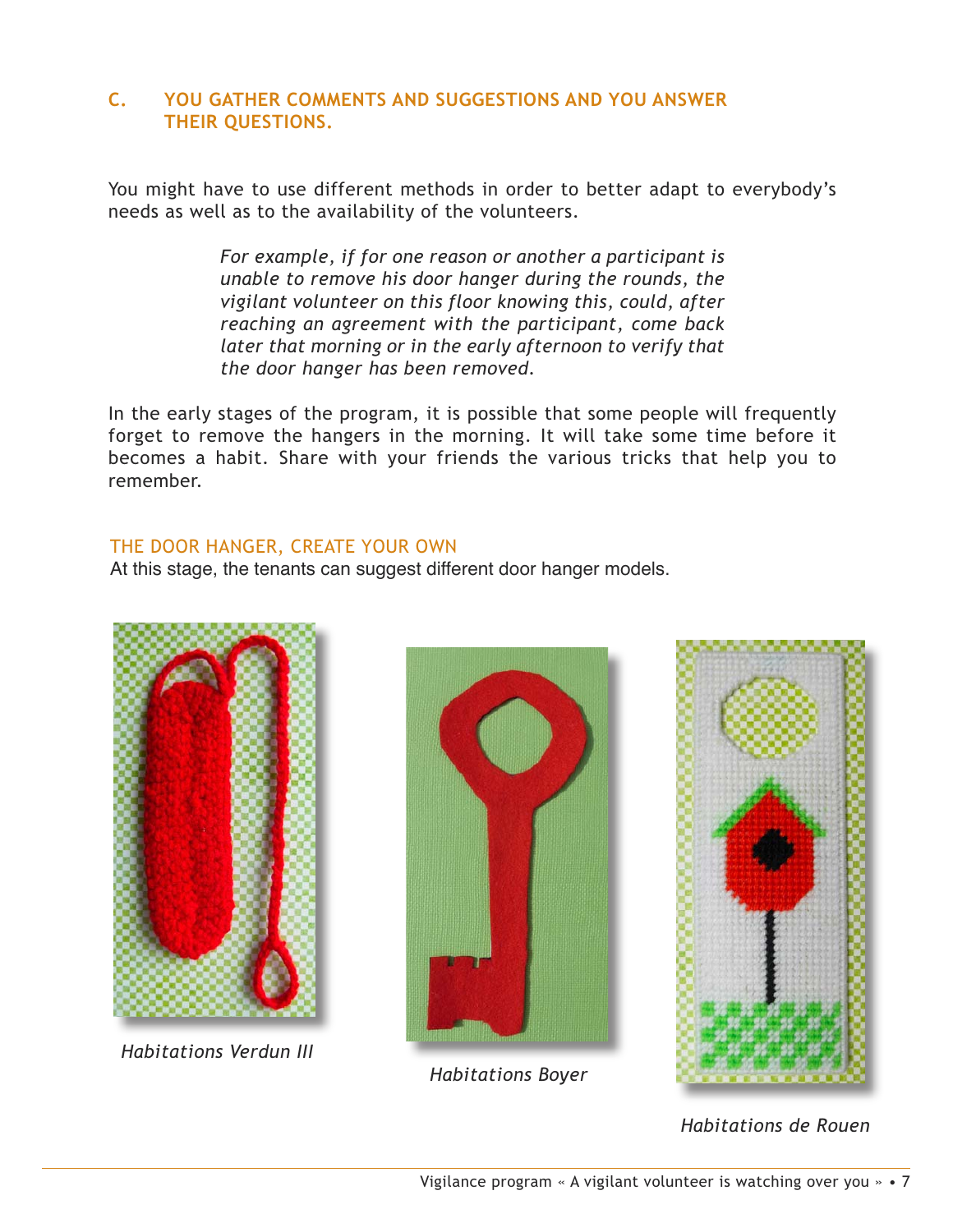## C. YOU GATHER COMMENTS AND SUGGESTIONS AND YOU ANSWER THEIR QUESTIONS.

You might have to use different methods in order to better adapt to everybody's needs as well as to the availability of the volunteers.

> *For example, if for one reason or another a participant is unable to remove his door hanger during the rounds, the vigilant volunteer on this floor knowing this, could, after reaching an agreement with the participant, come back later that morning or in the early afternoon to verify that the door hanger has been removed.*

In the early stages of the program, it is possible that some people will frequently forget to remove the hangers in the morning. It will take some time before it becomes a habit. Share with your friends the various tricks that help you to remember.

### THE DOOR HANGER, CREATE YOUR OWN

At this stage, the tenants can suggest different door hanger models.

*Habitations Verdun III*

*Habitations Boyer*

*Habitations de Rouen*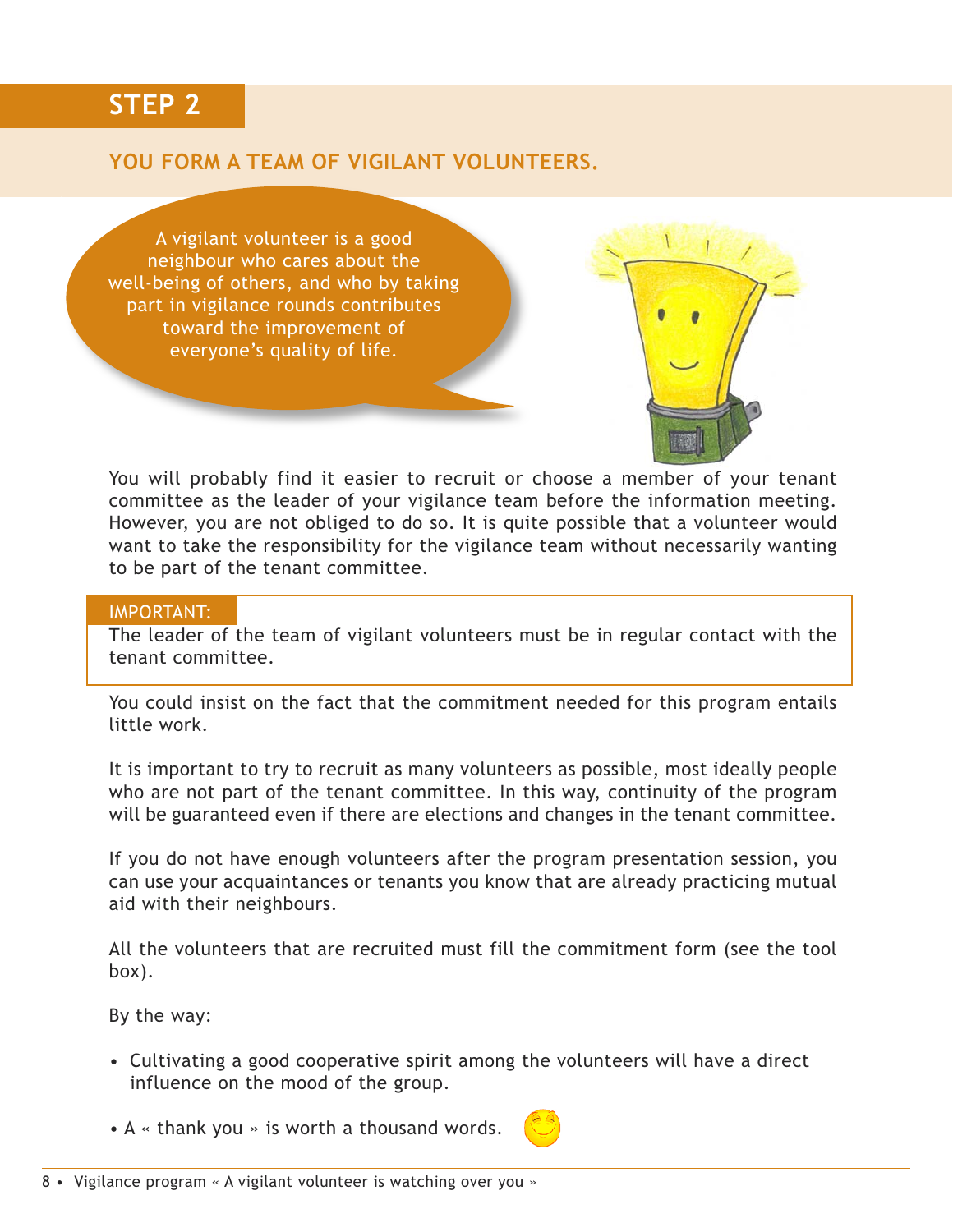## STEP 2

### YOU FORM A TEAM OF VIGILANT VOLUNTEERS.

A vigilant volunteer is a good neighbour who cares about the well-being of others, and who by taking part in vigilance rounds contributes toward the improvement of everyone's quality of life.

You will probably find it easier to recruit or choose a member of your tenant committee as the leader of your vigilance team before the information meeting. However, you are not obliged to do so. It is quite possible that a volunteer would want to take the responsibility for the vigilance team without necessarily wanting to be part of the tenant committee.

**IMPORTANT:**
The leader of the team of vigilant volunteers must be in regular contact with the tenant committee.

You could insist on the fact that the commitment needed for this program entails little work.

It is important to try to recruit as many volunteers as possible, most ideally people who are not part of the tenant committee. In this way, continuity of the program will be guaranteed even if there are elections and changes in the tenant committee.

If you do not have enough volunteers after the program presentation session, you can use your acquaintances or tenants you know that are already practicing mutual aid with their neighbours.

All the volunteers that are recruited must fill the commitment form (see the tool box).

By the way:

- Cultivating a good cooperative spirit among the volunteers will have a direct influence on the mood of the group.
- A « thank you » is worth a thousand words.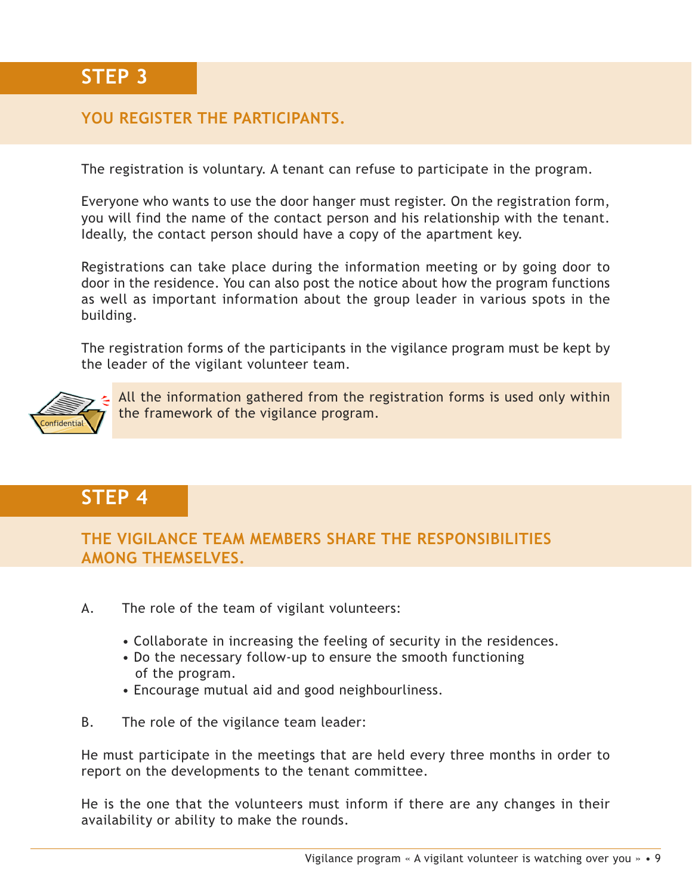## STEP 3

### YOU REGISTER THE PARTICIPANTS.

The registration is voluntary. A tenant can refuse to participate in the program.

Everyone who wants to use the door hanger must register. On the registration form, you will find the name of the contact person and his relationship with the tenant. Ideally, the contact person should have a copy of the apartment key.

Registrations can take place during the information meeting or by going door to door in the residence. You can also post the notice about how the program functions as well as important information about the group leader in various spots in the building.

The registration forms of the participants in the vigilance program must be kept by the leader of the vigilant volunteer team.

All the information gathered from the registration forms is used only within the framework of the vigilance program.

## STEP 4

### THE VIGILANCE TEAM MEMBERS SHARE THE RESPONSIBILITIES AMONG THEMSELVES.

A. The role of the team of vigilant volunteers:

- Collaborate in increasing the feeling of security in the residences.
- Do the necessary follow-up to ensure the smooth functioning of the program.
- Encourage mutual aid and good neighbourliness.

B. The role of the vigilance team leader:

He must participate in the meetings that are held every three months in order to report on the developments to the tenant committee.

He is the one that the volunteers must inform if there are any changes in their availability or ability to make the rounds.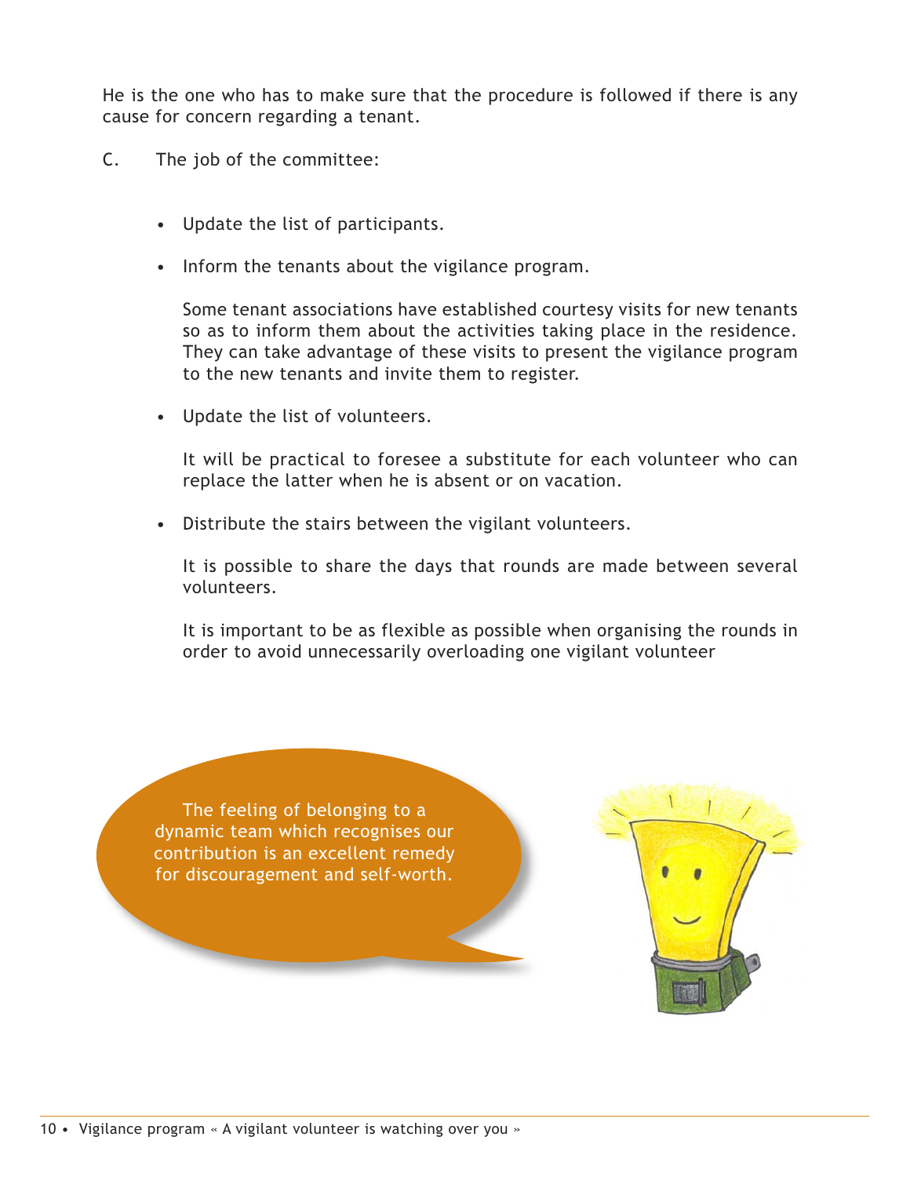He is the one who has to make sure that the procedure is followed if there is any cause for concern regarding a tenant.

C. The job of the committee:

- Update the list of participants.
- Inform the tenants about the vigilance program.

  Some tenant associations have established courtesy visits for new tenants so as to inform them about the activities taking place in the residence. They can take advantage of these visits to present the vigilance program to the new tenants and invite them to register.

- Update the list of volunteers.

  It will be practical to foresee a substitute for each volunteer who can replace the latter when he is absent or on vacation.

- Distribute the stairs between the vigilant volunteers.

  It is possible to share the days that rounds are made between several volunteers.

  It is important to be as flexible as possible when organising the rounds in order to avoid unnecessarily overloading one vigilant volunteer

The feeling of belonging to a dynamic team which recognises our contribution is an excellent remedy for discouragement and self-worth.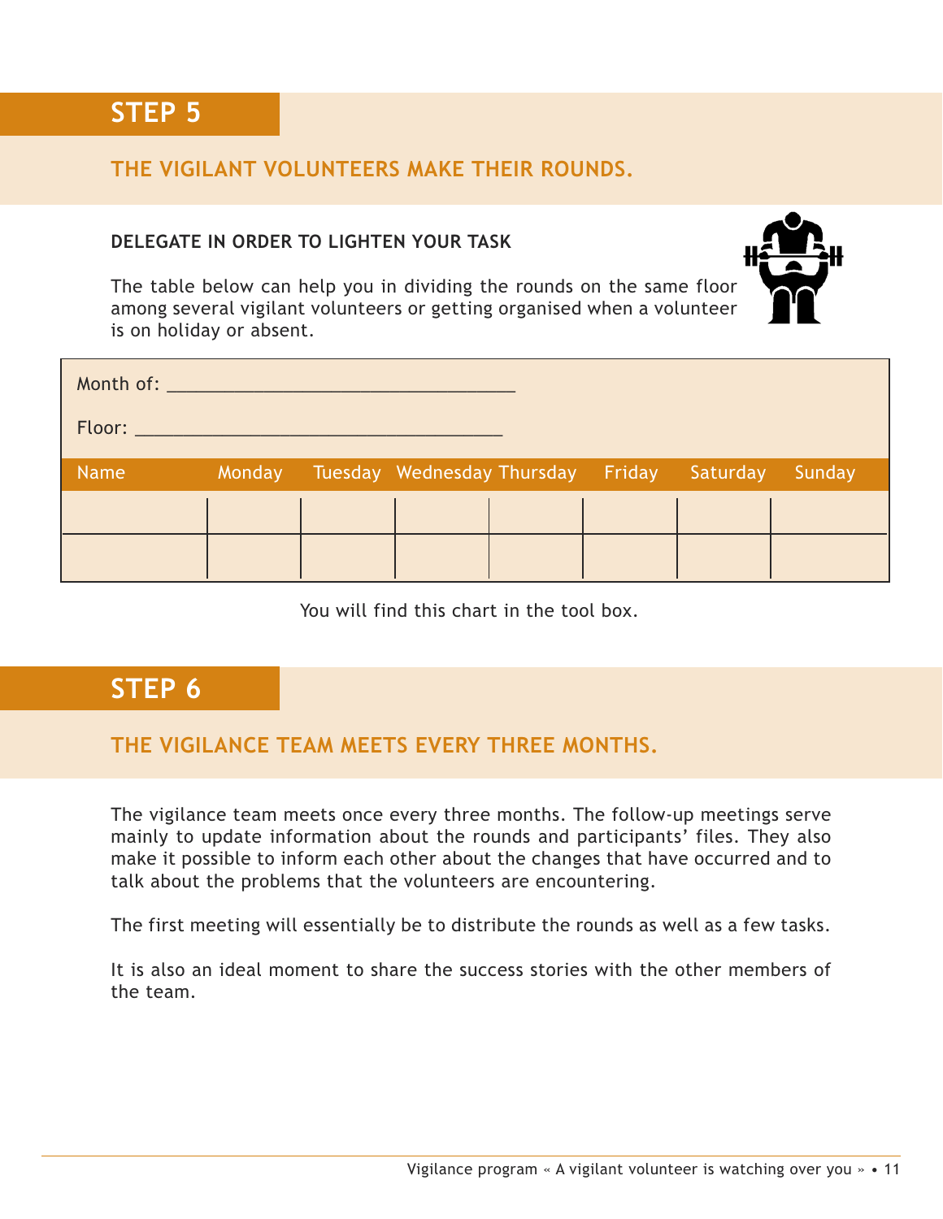## STEP 5

### THE VIGILANT VOLUNTEERS MAKE THEIR ROUNDS.

**DELEGATE IN ORDER TO LIGHTEN YOUR TASK**

The table below can help you in dividing the rounds on the same floor among several vigilant volunteers or getting organised when a volunteer is on holiday or absent.

Month of: ___________________________________

Floor: _____________________________________

| Name | Monday | Tuesday | Wednesday | Thursday | Friday | Saturday | Sunday |
|---|---|---|---|---|---|---|---|
| | | | | | | | |
| | | | | | | | |

You will find this chart in the tool box.

## STEP 6

### THE VIGILANCE TEAM MEETS EVERY THREE MONTHS.

The vigilance team meets once every three months. The follow-up meetings serve mainly to update information about the rounds and participants' files. They also make it possible to inform each other about the changes that have occurred and to talk about the problems that the volunteers are encountering.

The first meeting will essentially be to distribute the rounds as well as a few tasks.

It is also an ideal moment to share the success stories with the other members of the team.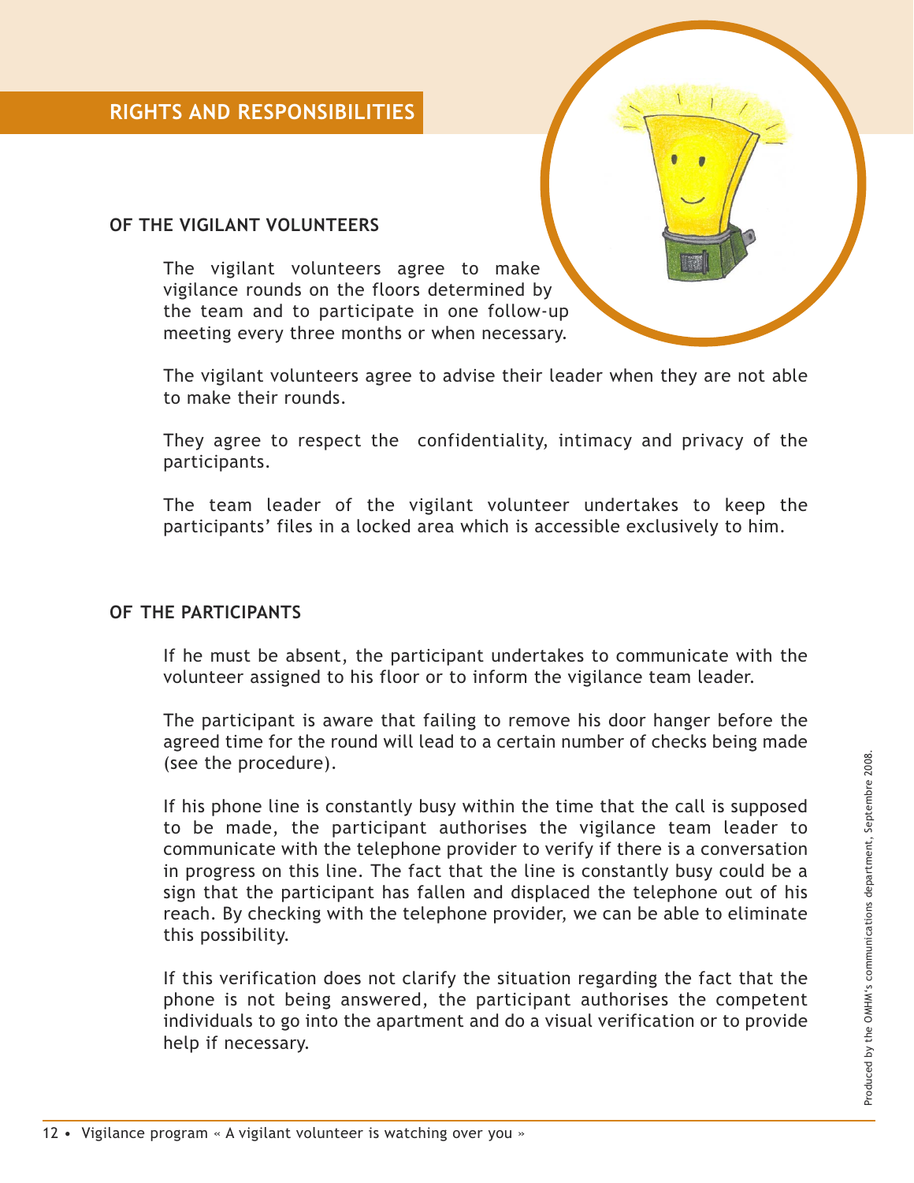## RIGHTS AND RESPONSIBILITIES

### OF THE VIGILANT VOLUNTEERS

The vigilant volunteers agree to make vigilance rounds on the floors determined by the team and to participate in one follow-up meeting every three months or when necessary.

The vigilant volunteers agree to advise their leader when they are not able to make their rounds.

They agree to respect the confidentiality, intimacy and privacy of the participants.

The team leader of the vigilant volunteer undertakes to keep the participants' files in a locked area which is accessible exclusively to him.

### OF THE PARTICIPANTS

If he must be absent, the participant undertakes to communicate with the volunteer assigned to his floor or to inform the vigilance team leader.

The participant is aware that failing to remove his door hanger before the agreed time for the round will lead to a certain number of checks being made (see the procedure).

If his phone line is constantly busy within the time that the call is supposed to be made, the participant authorises the vigilance team leader to communicate with the telephone provider to verify if there is a conversation in progress on this line. The fact that the line is constantly busy could be a sign that the participant has fallen and displaced the telephone out of his reach. By checking with the telephone provider, we can be able to eliminate this possibility.

If this verification does not clarify the situation regarding the fact that the phone is not being answered, the participant authorises the competent individuals to go into the apartment and do a visual verification or to provide help if necessary.

Produced by the OMHM's communications department, Septembre 2008.